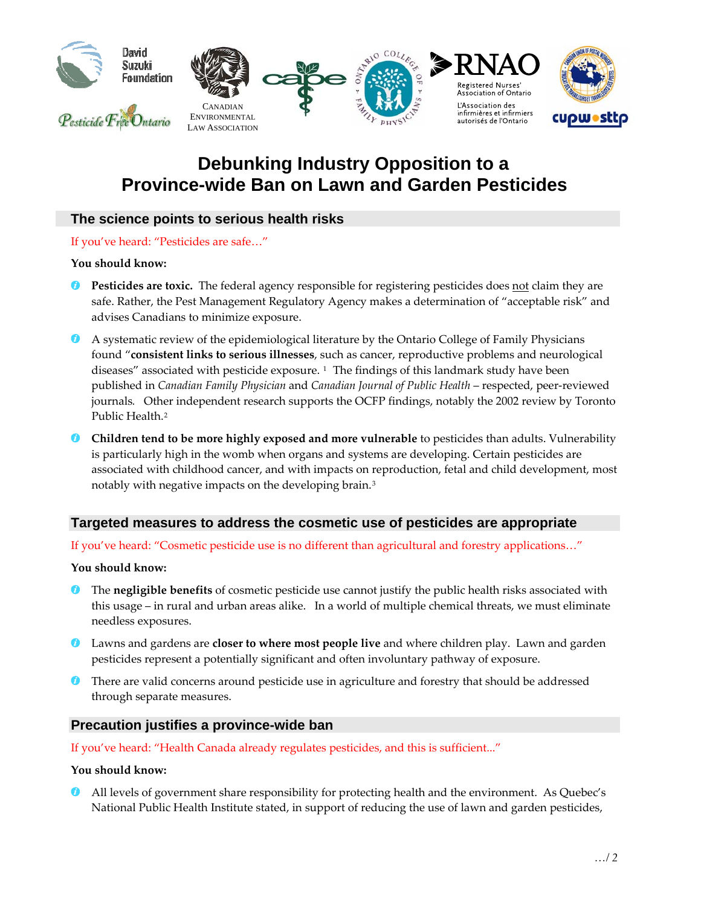David Suzuki Foundation

Pesticide Free Ontario

Canadian Environmental Law Association

cape

Ontario College of Family Physicians

RNAO Registered Nurses' Association of Ontario L'Association des infirmières et infirmiers autorisés de l'Ontario

cupw • sttp

# Debunking Industry Opposition to a Province-wide Ban on Lawn and Garden Pesticides

## The science points to serious health risks

If you've heard: "Pesticides are safe…"

**You should know:**

- **Pesticides are toxic.** The federal agency responsible for registering pesticides does not claim they are safe. Rather, the Pest Management Regulatory Agency makes a determination of "acceptable risk" and advises Canadians to minimize exposure.
- A systematic review of the epidemiological literature by the Ontario College of Family Physicians found "**consistent links to serious illnesses**, such as cancer, reproductive problems and neurological diseases" associated with pesticide exposure. [1] The findings of this landmark study have been published in *Canadian Family Physician* and *Canadian Journal of Public Health* – respected, peer-reviewed journals. Other independent research supports the OCFP findings, notably the 2002 review by Toronto Public Health.[2]
- **Children tend to be more highly exposed and more vulnerable** to pesticides than adults. Vulnerability is particularly high in the womb when organs and systems are developing. Certain pesticides are associated with childhood cancer, and with impacts on reproduction, fetal and child development, most notably with negative impacts on the developing brain.[3]

## Targeted measures to address the cosmetic use of pesticides are appropriate

If you've heard: "Cosmetic pesticide use is no different than agricultural and forestry applications…"

**You should know:**

- The **negligible benefits** of cosmetic pesticide use cannot justify the public health risks associated with this usage – in rural and urban areas alike. In a world of multiple chemical threats, we must eliminate needless exposures.
- Lawns and gardens are **closer to where most people live** and where children play. Lawn and garden pesticides represent a potentially significant and often involuntary pathway of exposure.
- There are valid concerns around pesticide use in agriculture and forestry that should be addressed through separate measures.

## Precaution justifies a province-wide ban

If you've heard: "Health Canada already regulates pesticides, and this is sufficient..."

**You should know:**

- All levels of government share responsibility for protecting health and the environment. As Quebec's National Public Health Institute stated, in support of reducing the use of lawn and garden pesticides,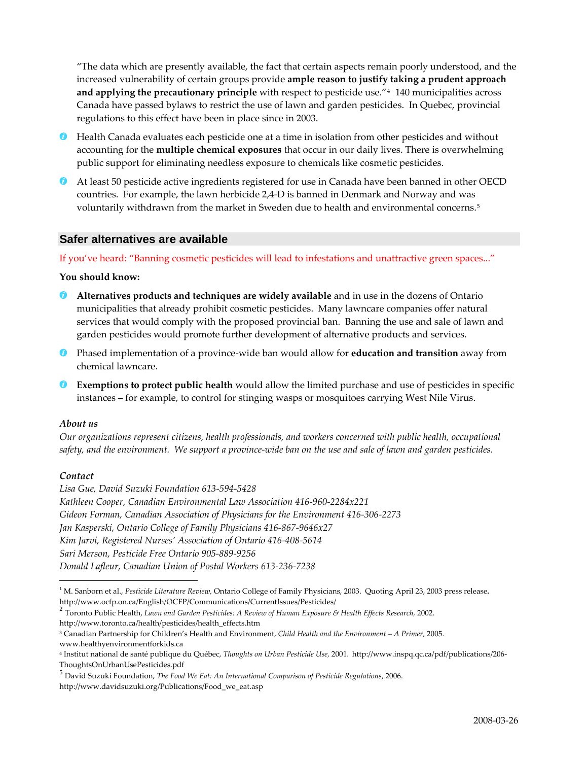"The data which are presently available, the fact that certain aspects remain poorly understood, and the increased vulnerability of certain groups provide **ample reason to justify taking a prudent approach and applying the precautionary principle** with respect to pesticide use."[4] 140 municipalities across Canada have passed bylaws to restrict the use of lawn and garden pesticides. In Quebec, provincial regulations to this effect have been in place since in 2003.

- Health Canada evaluates each pesticide one at a time in isolation from other pesticides and without accounting for the **multiple chemical exposures** that occur in our daily lives. There is overwhelming public support for eliminating needless exposure to chemicals like cosmetic pesticides.
- At least 50 pesticide active ingredients registered for use in Canada have been banned in other OECD countries. For example, the lawn herbicide 2,4-D is banned in Denmark and Norway and was voluntarily withdrawn from the market in Sweden due to health and environmental concerns.[5]

## Safer alternatives are available

If you've heard: "Banning cosmetic pesticides will lead to infestations and unattractive green spaces..."

**You should know:**

- **Alternatives products and techniques are widely available** and in use in the dozens of Ontario municipalities that already prohibit cosmetic pesticides. Many lawncare companies offer natural services that would comply with the proposed provincial ban. Banning the use and sale of lawn and garden pesticides would promote further development of alternative products and services.
- Phased implementation of a province-wide ban would allow for **education and transition** away from chemical lawncare.
- **Exemptions to protect public health** would allow the limited purchase and use of pesticides in specific instances – for example, to control for stinging wasps or mosquitoes carrying West Nile Virus.

***About us***

*Our organizations represent citizens, health professionals, and workers concerned with public health, occupational safety, and the environment. We support a province-wide ban on the use and sale of lawn and garden pesticides.*

***Contact***

*Lisa Gue, David Suzuki Foundation 613-594-5428*
*Kathleen Cooper, Canadian Environmental Law Association 416-960-2284x221*
*Gideon Forman, Canadian Association of Physicians for the Environment 416-306-2273*
*Jan Kasperski, Ontario College of Family Physicians 416-867-9646x27*
*Kim Jarvi, Registered Nurses' Association of Ontario 416-408-5614*
*Sari Merson, Pesticide Free Ontario 905-889-9256*
*Donald Lafleur, Canadian Union of Postal Workers 613-236-7238*

---

[1] M. Sanborn et al., *Pesticide Literature Review,* Ontario College of Family Physicians, 2003. Quoting April 23, 2003 press release. http://www.ocfp.on.ca/English/OCFP/Communications/CurrentIssues/Pesticides/

[2] Toronto Public Health, *Lawn and Garden Pesticides: A Review of Human Exposure & Health Effects Research,* 2002. http://www.toronto.ca/health/pesticides/health_effects.htm

[3] Canadian Partnership for Children's Health and Environment, *Child Health and the Environment – A Primer,* 2005. www.healthyenvironmentforkids.ca

[4] Institut national de santé publique du Québec, *Thoughts on Urban Pesticide Use,* 2001. http://www.inspq.qc.ca/pdf/publications/206-ThoughtsOnUrbanUsePesticides.pdf

[5] David Suzuki Foundation, *The Food We Eat: An International Comparison of Pesticide Regulations*, 2006. http://www.davidsuzuki.org/Publications/Food_we_eat.asp

2008-03-26